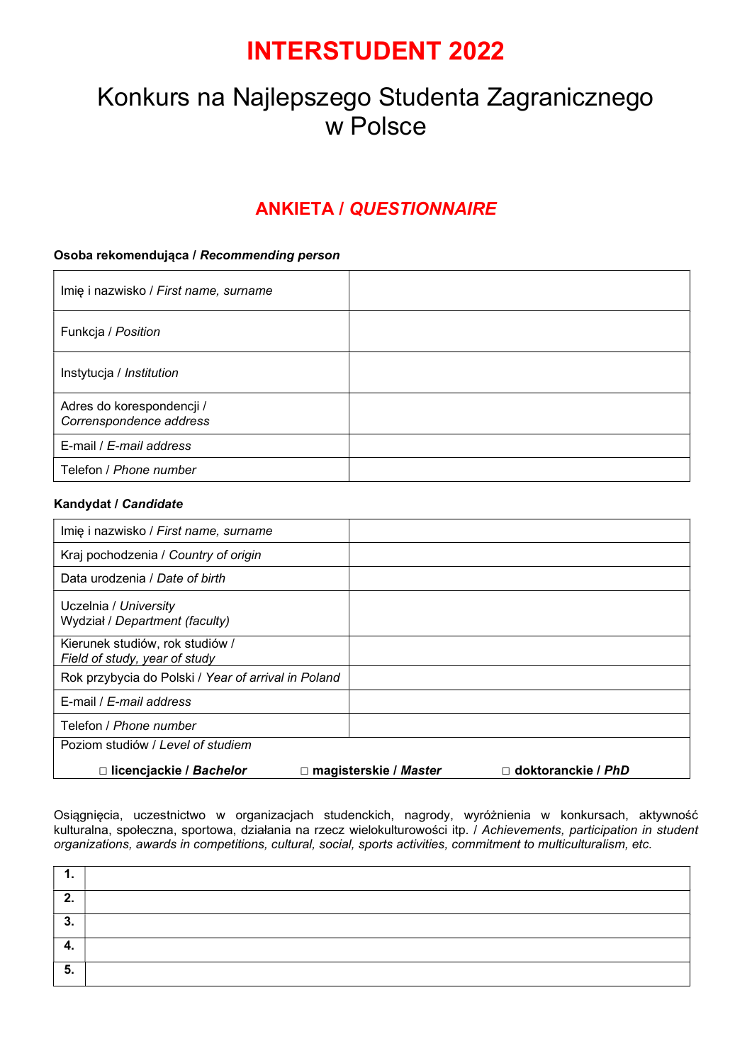# INTERSTUDENT 2022

## Konkurs na Najlepszego Studenta Zagranicznego w Polsce

## ANKIETA / *QUESTIONNAIRE*

**Osoba rekomendująca / *Recommending person***

| | |
|---|---|
| Imię i nazwisko / *First name, surname* | |
| Funkcja / *Position* | |
| Instytucja / *Institution* | |
| Adres do korespondencji / *Corrensponde nce address* | |
| E-mail / *E-mail address* | |
| Telefon / *Phone number* | |

**Kandydat / *Candidate***

| | |
|---|---|
| Imię i nazwisko / *First name, surname* | |
| Kraj pochodzenia / *Country of origin* | |
| Data urodzenia / *Date of birth* | |
| Uczelnia / *University*<br>Wydział / *Department (faculty)* | |
| Kierunek studiów, rok studiów / *Field of study, year of study* | |
| Rok przybycia do Polski / *Year of arrival in Poland* | |
| E-mail / *E-mail address* | |
| Telefon / *Phone number* | |
| Poziom studiów / *Level of studiem*<br>□ **licencjackie / *Bachelor*** □ **magisterskie / *Master*** □ **doktoranckie / *PhD*** | |

Osiągnięcia, uczestnictwo w organizacjach studenckich, nagrody, wyróżnienia w konkursach, aktywność kulturalna, społeczna, sportowa, działania na rzecz wielokulturowości itp. / *Achievements, participation in student organizations, awards in competitions, cultural, social, sports activities, commitment to multiculturalism, etc.*

| | |
|---|---|
| **1.** | |
| **2.** | |
| **3.** | |
| **4.** | |
| **5.** | |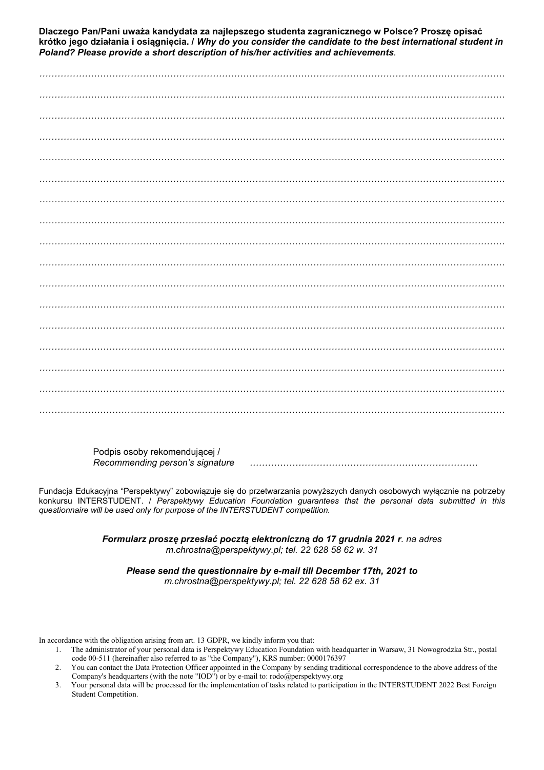**Dlaczego Pan/Pani uważa kandydata za najlepszego studenta zagranicznego w Polsce? Proszę opisać krótko jego działania i osiągnięcia. /** ***Why do you consider the candidate to the best international student in Poland? Please provide a short description of his/her activities and achievements*.**

…………………………………………………………………………………………………………………………………

…………………………………………………………………………………………………………………………………

…………………………………………………………………………………………………………………………………

…………………………………………………………………………………………………………………………………

…………………………………………………………………………………………………………………………………

…………………………………………………………………………………………………………………………………

…………………………………………………………………………………………………………………………………

…………………………………………………………………………………………………………………………………

…………………………………………………………………………………………………………………………………

…………………………………………………………………………………………………………………………………

…………………………………………………………………………………………………………………………………

…………………………………………………………………………………………………………………………………

…………………………………………………………………………………………………………………………………

…………………………………………………………………………………………………………………………………

…………………………………………………………………………………………………………………………………

…………………………………………………………………………………………………………………………………

…………………………………………………………………………………………………………………………………

Podpis osoby rekomendującej /
*Recommending person's signature* …………………………………………………………………

Fundacja Edukacyjna "Perspektywy" zobowiązuje się do przetwarzania powyższych danych osobowych wyłącznie na potrzeby konkursu INTERSTUDENT. / *Perspektywy Education Foundation guarantees that the personal data submitted in this questionnaire will be used only for purpose of the INTERSTUDENT competition.*

***Formularz proszę przesłać pocztą elektroniczną do 17 grudnia 2021 r****. na adres m.chrostna@perspektywy.pl; tel. 22 628 58 62 w. 31*

***Please send the questionnaire by e-mail till December 17th, 2021 to*** *m.chrostna@perspektywy.pl; tel. 22 628 58 62 ex. 31*

In accordance with the obligation arising from art. 13 GDPR, we kindly inform you that:

1. The administrator of your personal data is Perspektywy Education Foundation with headquarter in Warsaw, 31 Nowogrodzka Str., postal code 00-511 (hereinafter also referred to as "the Company"), KRS number: 0000176397
2. You can contact the Data Protection Officer appointed in the Company by sending traditional correspondence to the above address of the Company's headquarters (with the note "IOD") or by e-mail to: rodo@perspektywy.org
3. Your personal data will be processed for the implementation of tasks related to participation in the INTERSTUDENT 2022 Best Foreign Student Competition.